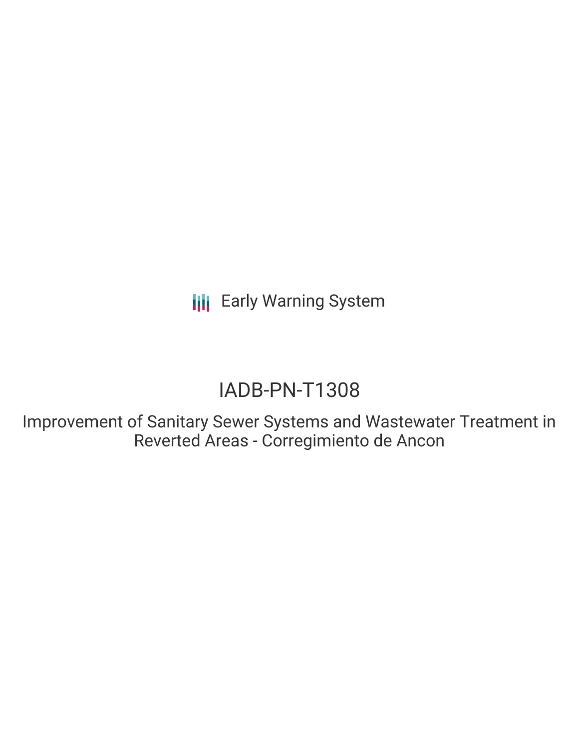Early Warning System

# IADB-PN-T1308

## Improvement of Sanitary Sewer Systems and Wastewater Treatment in Reverted Areas - Corregimiento de Ancon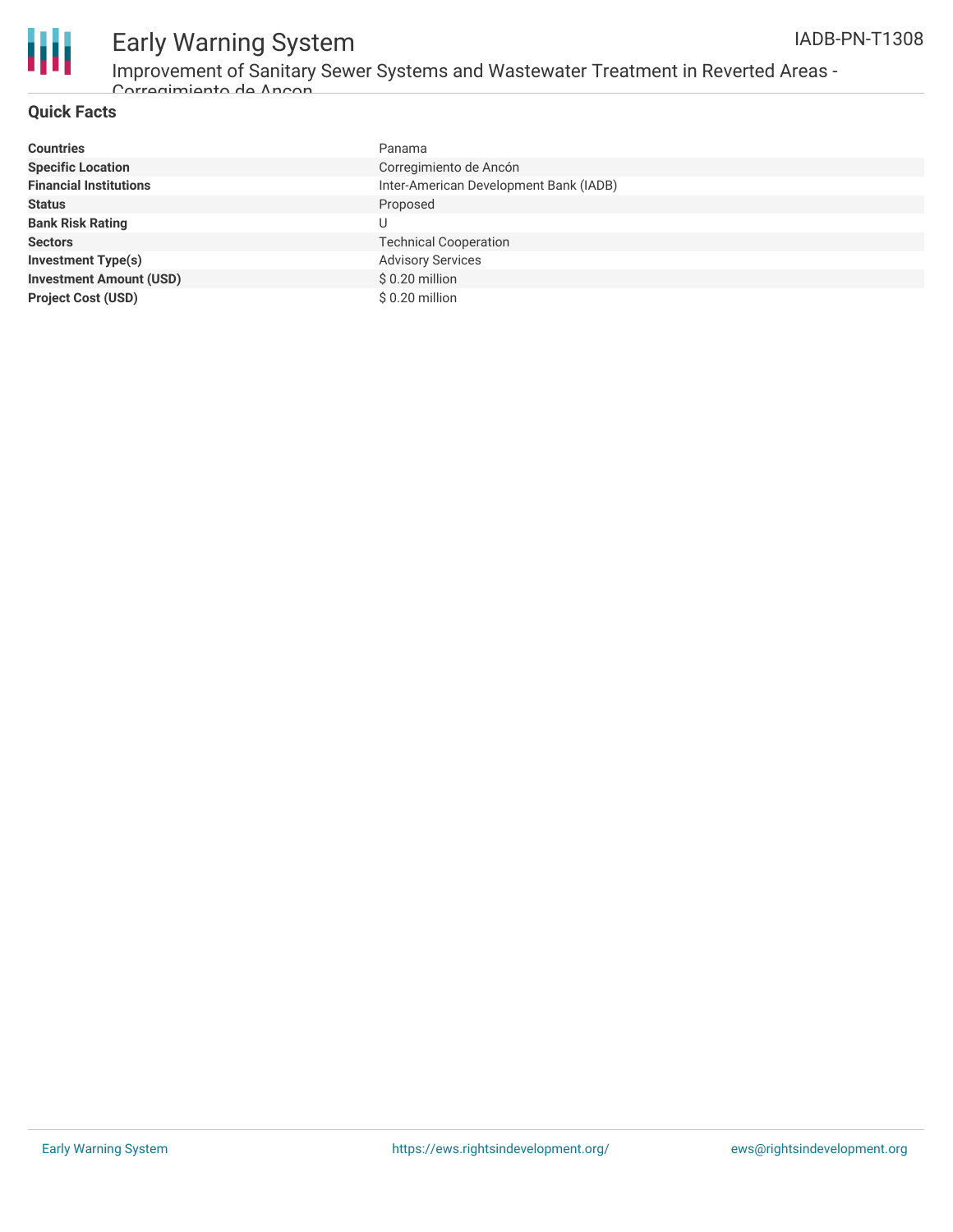## Quick Facts

| | |
|---|---|
| **Countries** | Panama |
| **Specific Location** | Corregimiento de Ancón |
| **Financial Institutions** | Inter-American Development Bank (IADB) |
| **Status** | Proposed |
| **Bank Risk Rating** | U |
| **Sectors** | Technical Cooperation |
| **Investment Type(s)** | Advisory Services |
| **Investment Amount (USD)** | $ 0.20 million |
| **Project Cost (USD)** | $ 0.20 million |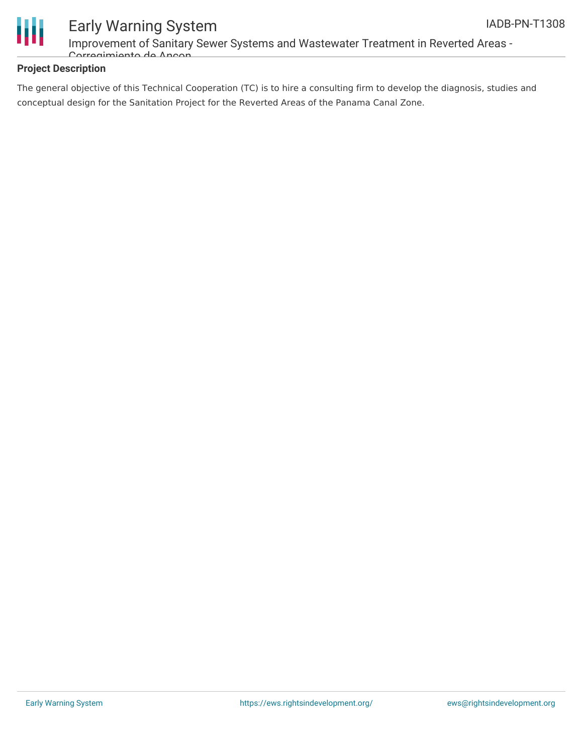## Project Description

The general objective of this Technical Cooperation (TC) is to hire a consulting firm to develop the diagnosis, studies and conceptual design for the Sanitation Project for the Reverted Areas of the Panama Canal Zone.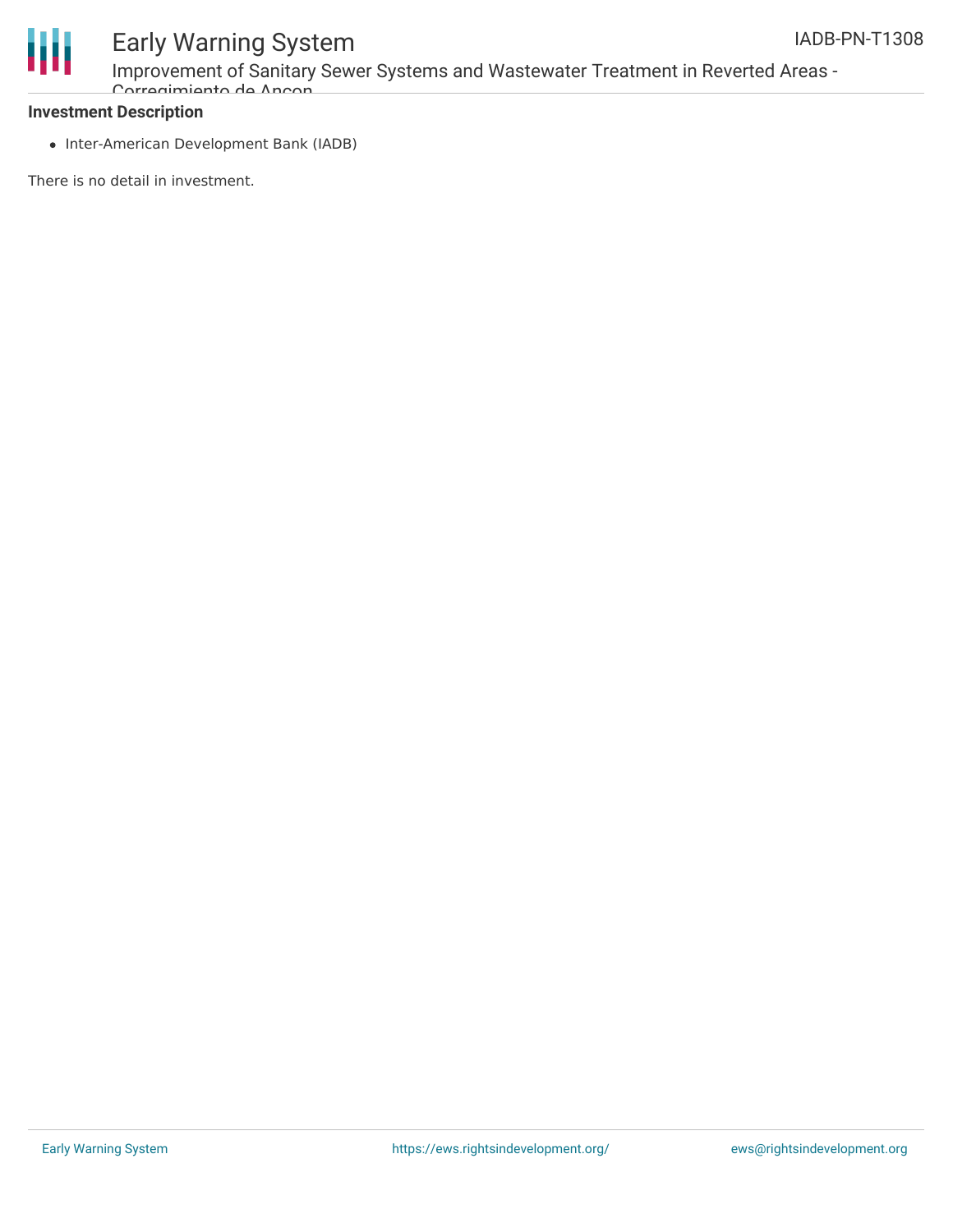**Investment Description**

- Inter-American Development Bank (IADB)

There is no detail in investment.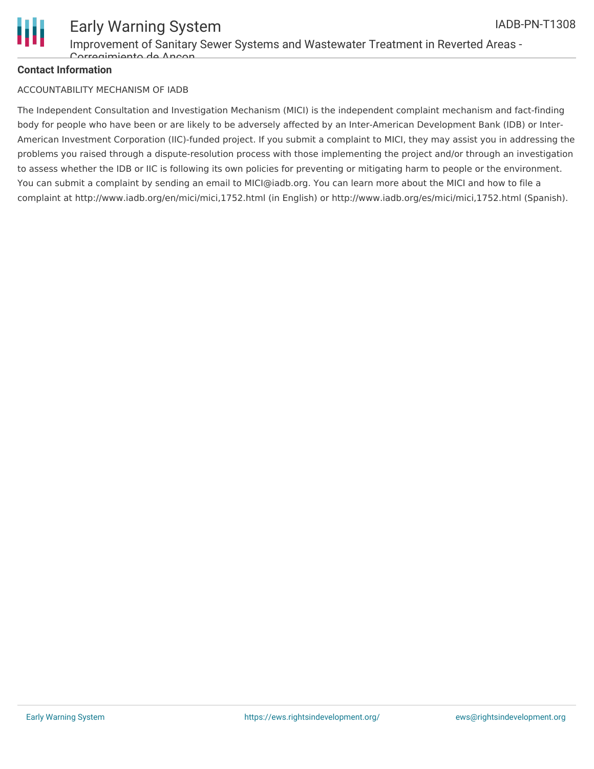**Contact Information**

ACCOUNTABILITY MECHANISM OF IADB

The Independent Consultation and Investigation Mechanism (MICI) is the independent complaint mechanism and fact-finding body for people who have been or are likely to be adversely affected by an Inter-American Development Bank (IDB) or Inter-American Investment Corporation (IIC)-funded project. If you submit a complaint to MICI, they may assist you in addressing the problems you raised through a dispute-resolution process with those implementing the project and/or through an investigation to assess whether the IDB or IIC is following its own policies for preventing or mitigating harm to people or the environment. You can submit a complaint by sending an email to MICI@iadb.org. You can learn more about the MICI and how to file a complaint at http://www.iadb.org/en/mici/mici,1752.html (in English) or http://www.iadb.org/es/mici/mici,1752.html (Spanish).